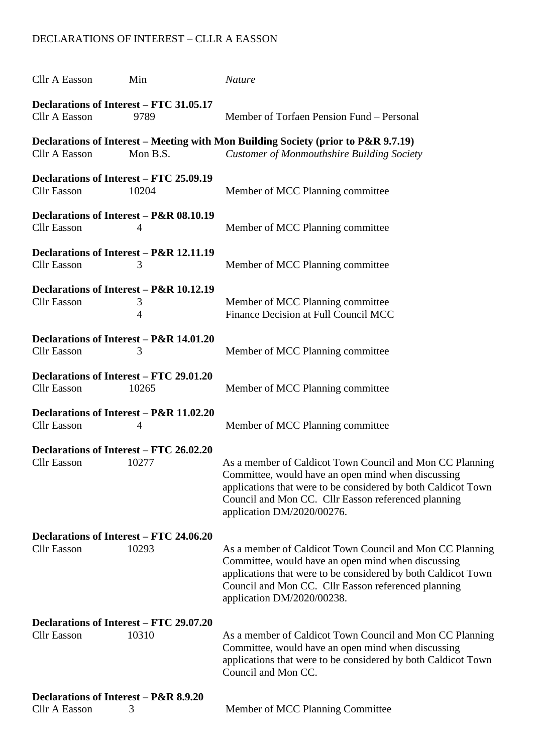DECLARATIONS OF INTEREST – CLLR A EASSON

| Cllr A Easson | Min | *Nature* |
|---|---|---|
| **Declarations of Interest – FTC 31.05.17** | | |
| Cllr A Easson | 9789 | Member of Torfaen Pension Fund – Personal |
| **Declarations of Interest – Meeting with Mon Building Society (prior to P&R 9.7.19)** | | |
| Cllr A Easson | Mon B.S. | *Customer of Monmouthshire Building Society* |
| **Declarations of Interest – FTC 25.09.19** | | |
| Cllr Easson | 10204 | Member of MCC Planning committee |
| **Declarations of Interest – P&R 08.10.19** | | |
| Cllr Easson | 4 | Member of MCC Planning committee |
| **Declarations of Interest – P&R 12.11.19** | | |
| Cllr Easson | 3 | Member of MCC Planning committee |
| **Declarations of Interest – P&R 10.12.19** | | |
| Cllr Easson | 3 | Member of MCC Planning committee |
| | 4 | Finance Decision at Full Council MCC |
| **Declarations of Interest – P&R 14.01.20** | | |
| Cllr Easson | 3 | Member of MCC Planning committee |
| **Declarations of Interest – FTC 29.01.20** | | |
| Cllr Easson | 10265 | Member of MCC Planning committee |
| **Declarations of Interest – P&R 11.02.20** | | |
| Cllr Easson | 4 | Member of MCC Planning committee |
| **Declarations of Interest – FTC 26.02.20** | | |
| Cllr Easson | 10277 | As a member of Caldicot Town Council and Mon CC Planning Committee, would have an open mind when discussing applications that were to be considered by both Caldicot Town Council and Mon CC. Cllr Easson referenced planning application DM/2020/00276. |
| **Declarations of Interest – FTC 24.06.20** | | |
| Cllr Easson | 10293 | As a member of Caldicot Town Council and Mon CC Planning Committee, would have an open mind when discussing applications that were to be considered by both Caldicot Town Council and Mon CC. Cllr Easson referenced planning application DM/2020/00238. |
| **Declarations of Interest – FTC 29.07.20** | | |
| Cllr Easson | 10310 | As a member of Caldicot Town Council and Mon CC Planning Committee, would have an open mind when discussing applications that were to be considered by both Caldicot Town Council and Mon CC. |
| **Declarations of Interest – P&R 8.9.20** | | |
| Cllr A Easson | 3 | Member of MCC Planning Committee |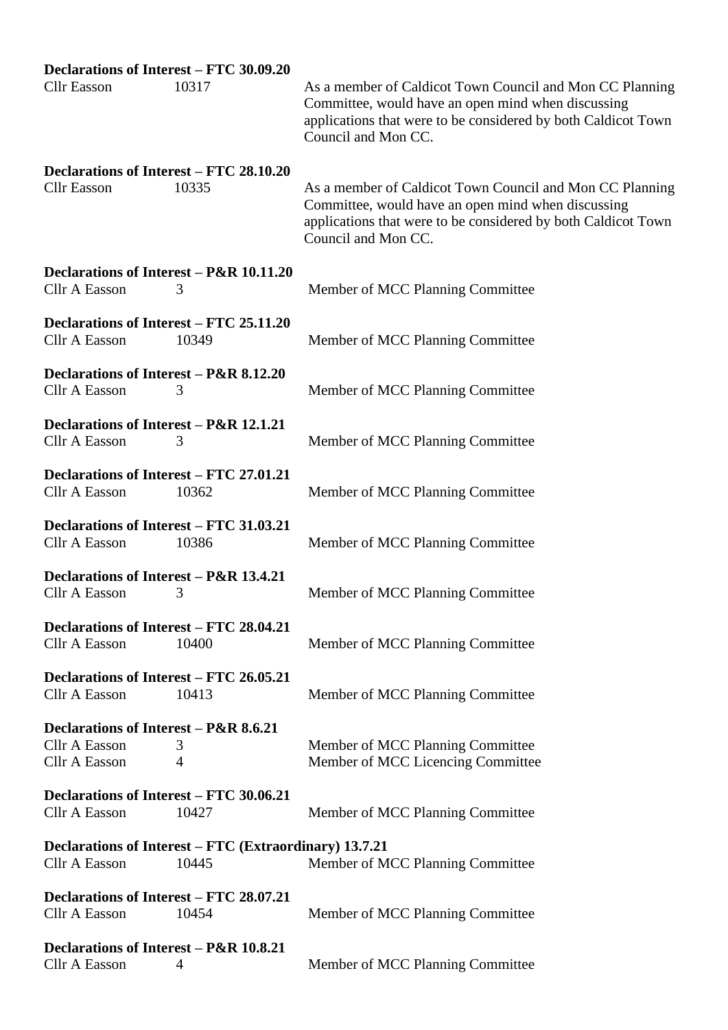**Declarations of Interest – FTC 30.09.20**

| | | |
|---|---|---|
| Cllr Easson | 10317 | As a member of Caldicot Town Council and Mon CC Planning Committee, would have an open mind when discussing applications that were to be considered by both Caldicot Town Council and Mon CC. |

**Declarations of Interest – FTC 28.10.20**

| | | |
|---|---|---|
| Cllr Easson | 10335 | As a member of Caldicot Town Council and Mon CC Planning Committee, would have an open mind when discussing applications that were to be considered by both Caldicot Town Council and Mon CC. |

**Declarations of Interest – P&R 10.11.20**

| | | |
|---|---|---|
| Cllr A Easson | 3 | Member of MCC Planning Committee |

**Declarations of Interest – FTC 25.11.20**

| | | |
|---|---|---|
| Cllr A Easson | 10349 | Member of MCC Planning Committee |

**Declarations of Interest – P&R 8.12.20**

| | | |
|---|---|---|
| Cllr A Easson | 3 | Member of MCC Planning Committee |

**Declarations of Interest – P&R 12.1.21**

| | | |
|---|---|---|
| Cllr A Easson | 3 | Member of MCC Planning Committee |

**Declarations of Interest – FTC 27.01.21**

| | | |
|---|---|---|
| Cllr A Easson | 10362 | Member of MCC Planning Committee |

**Declarations of Interest – FTC 31.03.21**

| | | |
|---|---|---|
| Cllr A Easson | 10386 | Member of MCC Planning Committee |

**Declarations of Interest – P&R 13.4.21**

| | | |
|---|---|---|
| Cllr A Easson | 3 | Member of MCC Planning Committee |

**Declarations of Interest – FTC 28.04.21**

| | | |
|---|---|---|
| Cllr A Easson | 10400 | Member of MCC Planning Committee |

**Declarations of Interest – FTC 26.05.21**

| | | |
|---|---|---|
| Cllr A Easson | 10413 | Member of MCC Planning Committee |

**Declarations of Interest – P&R 8.6.21**

| | | |
|---|---|---|
| Cllr A Easson | 3 | Member of MCC Planning Committee |
| Cllr A Easson | 4 | Member of MCC Licencing Committee |

**Declarations of Interest – FTC 30.06.21**

| | | |
|---|---|---|
| Cllr A Easson | 10427 | Member of MCC Planning Committee |

**Declarations of Interest – FTC (Extraordinary) 13.7.21**

| | | |
|---|---|---|
| Cllr A Easson | 10445 | Member of MCC Planning Committee |

**Declarations of Interest – FTC 28.07.21**

| | | |
|---|---|---|
| Cllr A Easson | 10454 | Member of MCC Planning Committee |

**Declarations of Interest – P&R 10.8.21**

| | | |
|---|---|---|
| Cllr A Easson | 4 | Member of MCC Planning Committee |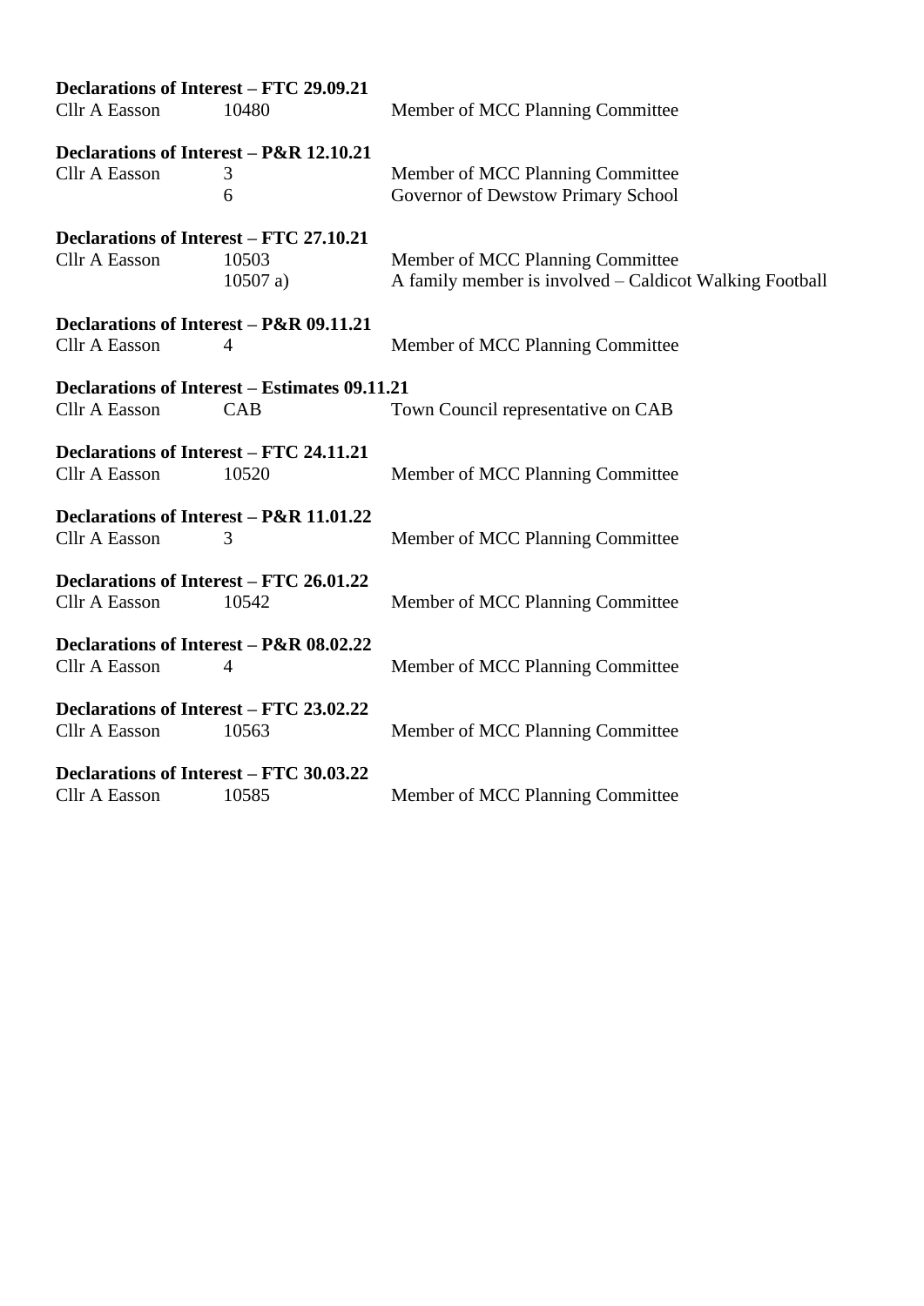**Declarations of Interest – FTC 29.09.21**

| | | |
|---|---|---|
| Cllr A Easson | 10480 | Member of MCC Planning Committee |

**Declarations of Interest – P&R 12.10.21**

| | | |
|---|---|---|
| Cllr A Easson | 3 | Member of MCC Planning Committee |
| | 6 | Governor of Dewstow Primary School |

**Declarations of Interest – FTC 27.10.21**

| | | |
|---|---|---|
| Cllr A Easson | 10503 | Member of MCC Planning Committee |
| | 10507 a) | A family member is involved – Caldicot Walking Football |

**Declarations of Interest – P&R 09.11.21**

| | | |
|---|---|---|
| Cllr A Easson | 4 | Member of MCC Planning Committee |

**Declarations of Interest – Estimates 09.11.21**

| | | |
|---|---|---|
| Cllr A Easson | CAB | Town Council representative on CAB |

**Declarations of Interest – FTC 24.11.21**

| | | |
|---|---|---|
| Cllr A Easson | 10520 | Member of MCC Planning Committee |

**Declarations of Interest – P&R 11.01.22**

| | | |
|---|---|---|
| Cllr A Easson | 3 | Member of MCC Planning Committee |

**Declarations of Interest – FTC 26.01.22**

| | | |
|---|---|---|
| Cllr A Easson | 10542 | Member of MCC Planning Committee |

**Declarations of Interest – P&R 08.02.22**

| | | |
|---|---|---|
| Cllr A Easson | 4 | Member of MCC Planning Committee |

**Declarations of Interest – FTC 23.02.22**

| | | |
|---|---|---|
| Cllr A Easson | 10563 | Member of MCC Planning Committee |

**Declarations of Interest – FTC 30.03.22**

| | | |
|---|---|---|
| Cllr A Easson | 10585 | Member of MCC Planning Committee |